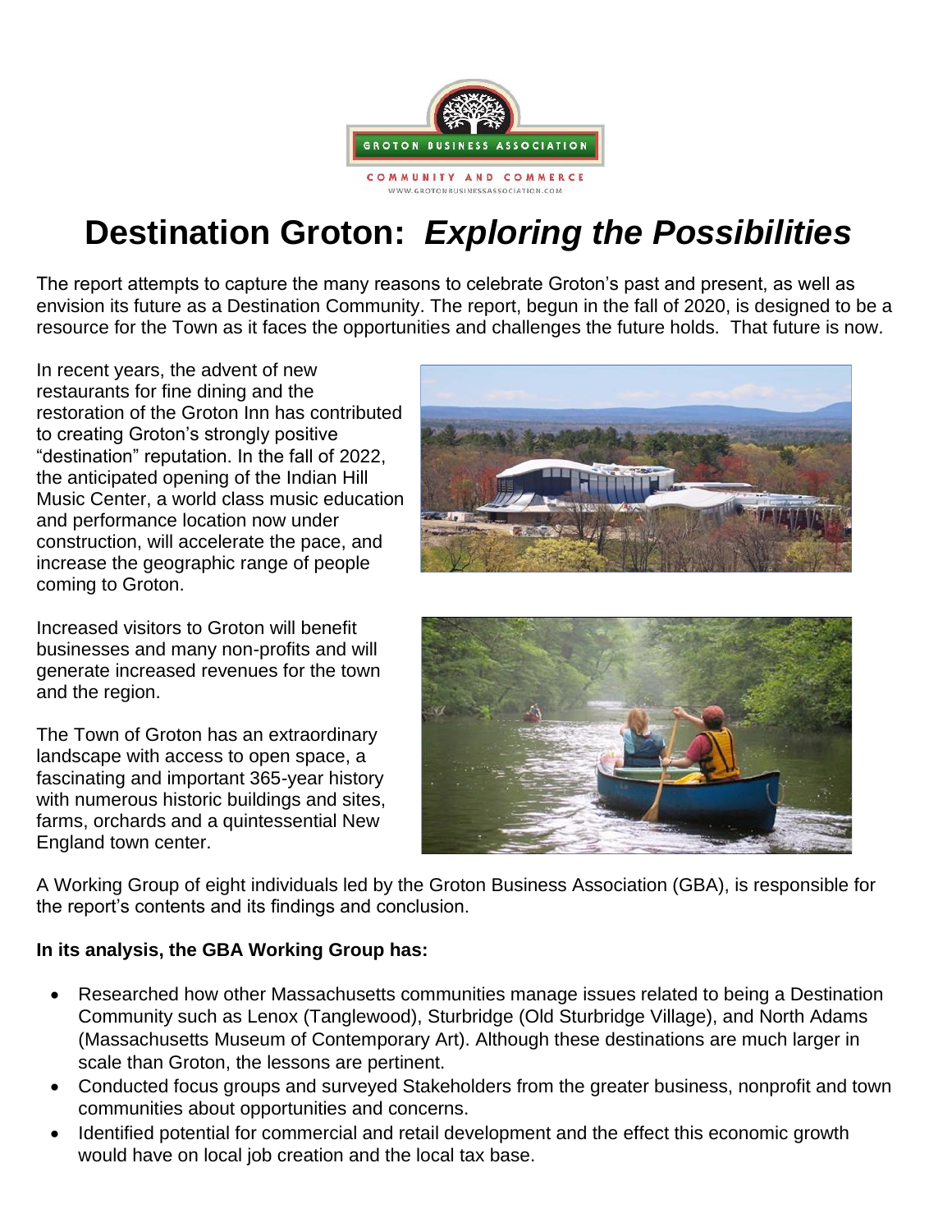GROTON BUSINESS ASSOCIATION

COMMUNITY AND COMMERCE

WWW.GROTONBUSINESSASSOCIATION.COM

# Destination Groton: *Exploring the Possibilities*

The report attempts to capture the many reasons to celebrate Groton's past and present, as well as envision its future as a Destination Community. The report, begun in the fall of 2020, is designed to be a resource for the Town as it faces the opportunities and challenges the future holds. That future is now.

In recent years, the advent of new restaurants for fine dining and the restoration of the Groton Inn has contributed to creating Groton's strongly positive "destination" reputation. In the fall of 2022, the anticipated opening of the Indian Hill Music Center, a world class music education and performance location now under construction, will accelerate the pace, and increase the geographic range of people coming to Groton.

Increased visitors to Groton will benefit businesses and many non-profits and will generate increased revenues for the town and the region.

The Town of Groton has an extraordinary landscape with access to open space, a fascinating and important 365-year history with numerous historic buildings and sites, farms, orchards and a quintessential New England town center.

A Working Group of eight individuals led by the Groton Business Association (GBA), is responsible for the report's contents and its findings and conclusion.

**In its analysis, the GBA Working Group has:**

- Researched how other Massachusetts communities manage issues related to being a Destination Community such as Lenox (Tanglewood), Sturbridge (Old Sturbridge Village), and North Adams (Massachusetts Museum of Contemporary Art). Although these destinations are much larger in scale than Groton, the lessons are pertinent.
- Conducted focus groups and surveyed Stakeholders from the greater business, nonprofit and town communities about opportunities and concerns.
- Identified potential for commercial and retail development and the effect this economic growth would have on local job creation and the local tax base.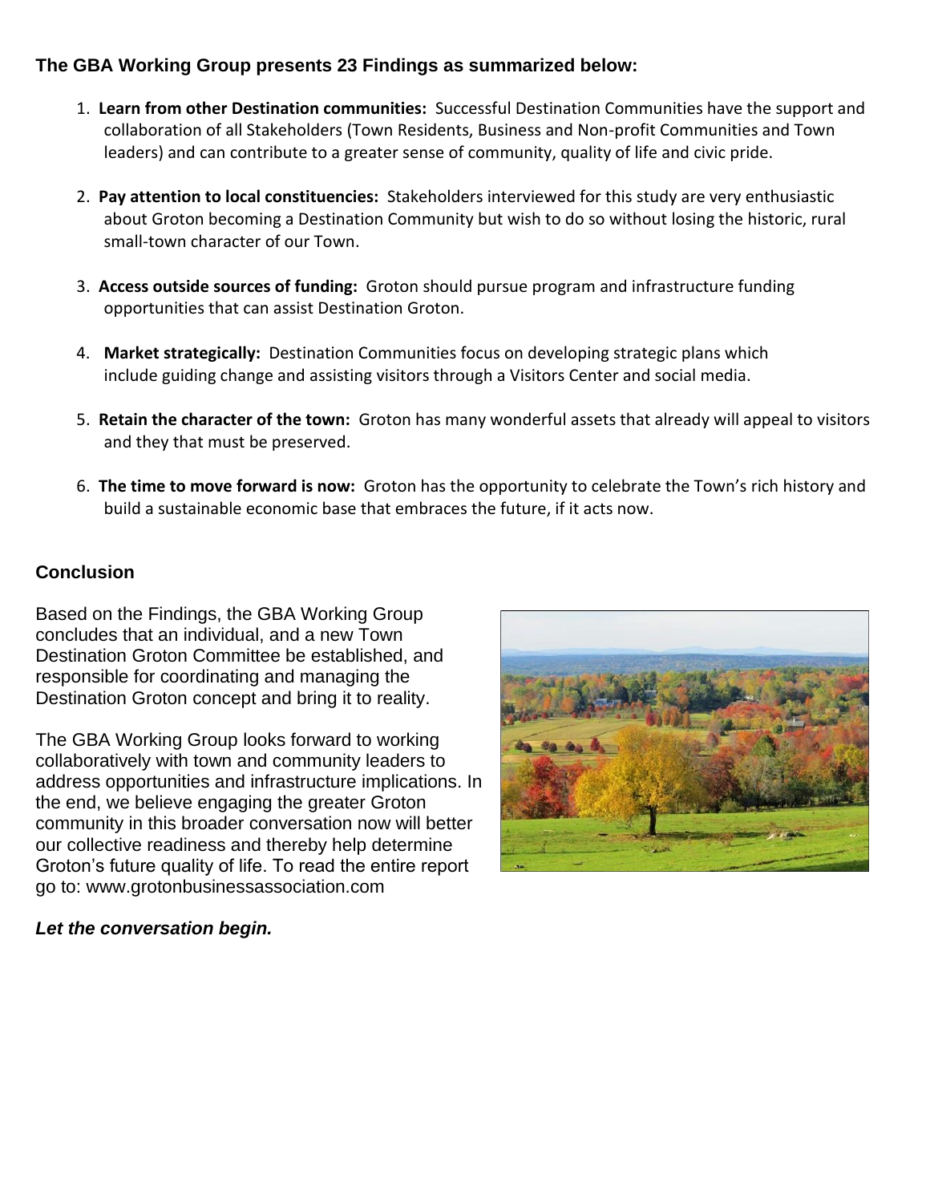**The GBA Working Group presents 23 Findings as summarized below:**

1. **Learn from other Destination communities:** Successful Destination Communities have the support and collaboration of all Stakeholders (Town Residents, Business and Non-profit Communities and Town leaders) and can contribute to a greater sense of community, quality of life and civic pride.

2. **Pay attention to local constituencies:** Stakeholders interviewed for this study are very enthusiastic about Groton becoming a Destination Community but wish to do so without losing the historic, rural small-town character of our Town.

3. **Access outside sources of funding:** Groton should pursue program and infrastructure funding opportunities that can assist Destination Groton.

4. **Market strategically:** Destination Communities focus on developing strategic plans which include guiding change and assisting visitors through a Visitors Center and social media.

5. **Retain the character of the town:** Groton has many wonderful assets that already will appeal to visitors and they that must be preserved.

6. **The time to move forward is now:** Groton has the opportunity to celebrate the Town's rich history and build a sustainable economic base that embraces the future, if it acts now.

## Conclusion

Based on the Findings, the GBA Working Group concludes that an individual, and a new Town Destination Groton Committee be established, and responsible for coordinating and managing the Destination Groton concept and bring it to reality.

The GBA Working Group looks forward to working collaboratively with town and community leaders to address opportunities and infrastructure implications. In the end, we believe engaging the greater Groton community in this broader conversation now will better our collective readiness and thereby help determine Groton's future quality of life. To read the entire report go to: www.grotonbusinessassociation.com

***Let the conversation begin.***